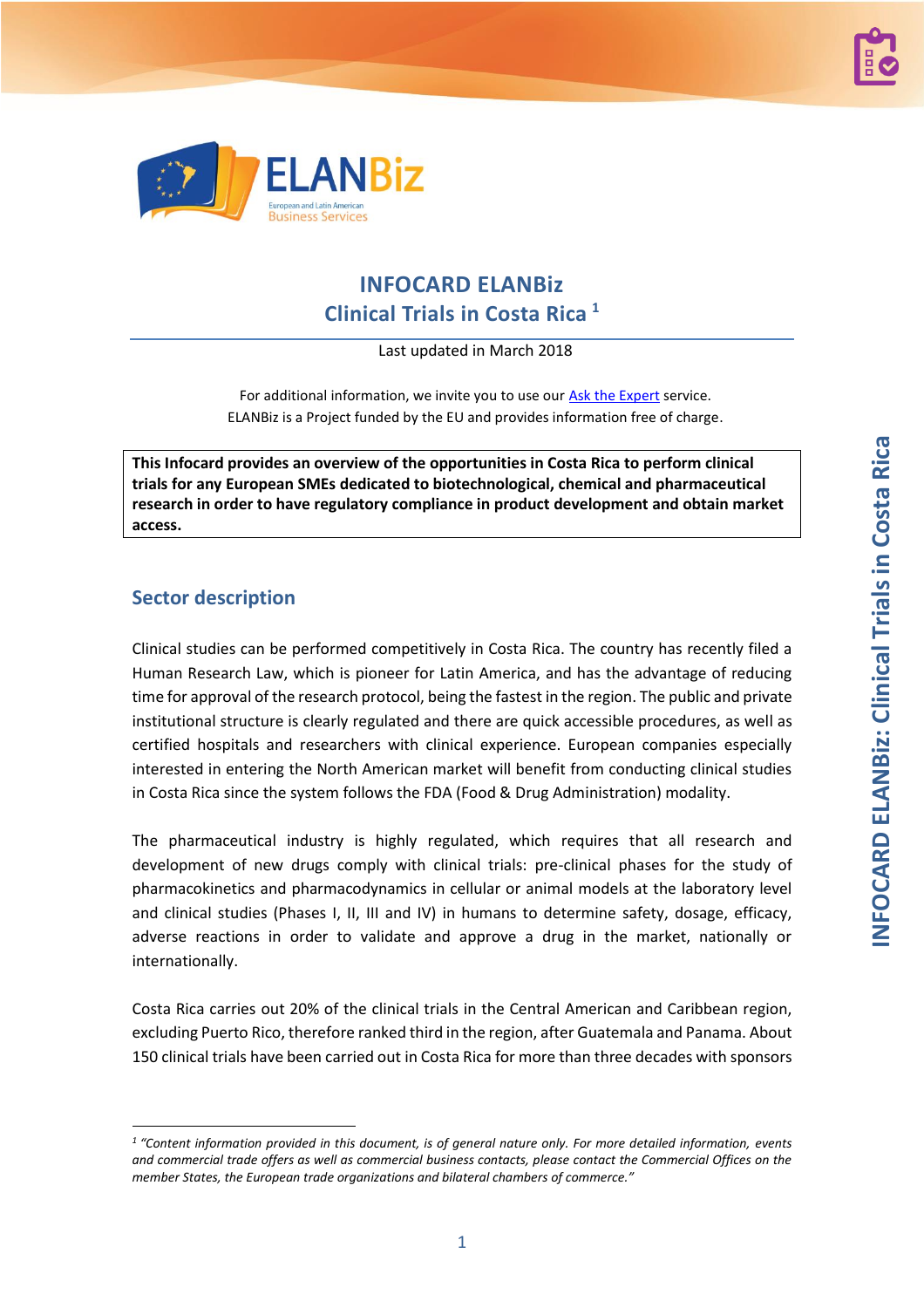# INFOCARD ELANBiz
## Clinical Trials in Costa Rica [1]

Last updated in March 2018

For additional information, we invite you to use our Ask the Expert service.
ELANBiz is a Project funded by the EU and provides information free of charge.

**This Infocard provides an overview of the opportunities in Costa Rica to perform clinical trials for any European SMEs dedicated to biotechnological, chemical and pharmaceutical research in order to have regulatory compliance in product development and obtain market access.**

## Sector description

Clinical studies can be performed competitively in Costa Rica. The country has recently filed a Human Research Law, which is pioneer for Latin America, and has the advantage of reducing time for approval of the research protocol, being the fastest in the region. The public and private institutional structure is clearly regulated and there are quick accessible procedures, as well as certified hospitals and researchers with clinical experience. European companies especially interested in entering the North American market will benefit from conducting clinical studies in Costa Rica since the system follows the FDA (Food & Drug Administration) modality.

The pharmaceutical industry is highly regulated, which requires that all research and development of new drugs comply with clinical trials: pre-clinical phases for the study of pharmacokinetics and pharmacodynamics in cellular or animal models at the laboratory level and clinical studies (Phases I, II, III and IV) in humans to determine safety, dosage, efficacy, adverse reactions in order to validate and approve a drug in the market, nationally or internationally.

Costa Rica carries out 20% of the clinical trials in the Central American and Caribbean region, excluding Puerto Rico, therefore ranked third in the region, after Guatemala and Panama. About 150 clinical trials have been carried out in Costa Rica for more than three decades with sponsors

[1] *"Content information provided in this document, is of general nature only. For more detailed information, events and commercial trade offers as well as commercial business contacts, please contact the Commercial Offices on the member States, the European trade organizations and bilateral chambers of commerce."*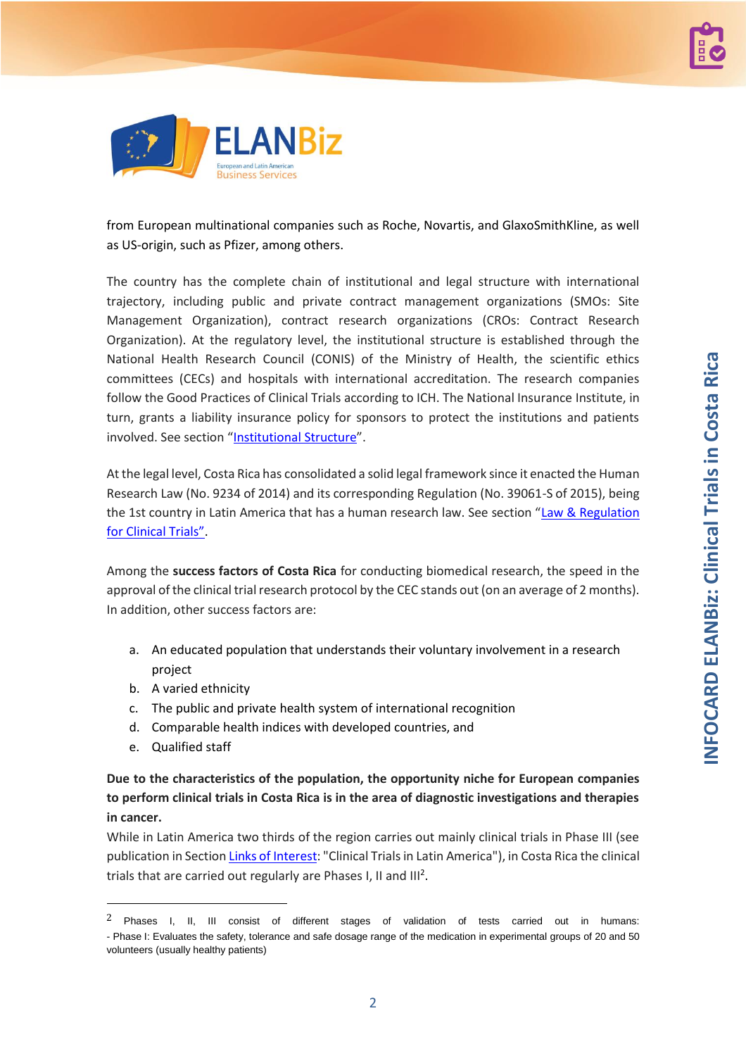from European multinational companies such as Roche, Novartis, and GlaxoSmithKline, as well as US-origin, such as Pfizer, among others.

The country has the complete chain of institutional and legal structure with international trajectory, including public and private contract management organizations (SMOs: Site Management Organization), contract research organizations (CROs: Contract Research Organization). At the regulatory level, the institutional structure is established through the National Health Research Council (CONIS) of the Ministry of Health, the scientific ethics committees (CECs) and hospitals with international accreditation. The research companies follow the Good Practices of Clinical Trials according to ICH. The National Insurance Institute, in turn, grants a liability insurance policy for sponsors to protect the institutions and patients involved. See section "Institutional Structure".

At the legal level, Costa Rica has consolidated a solid legal framework since it enacted the Human Research Law (No. 9234 of 2014) and its corresponding Regulation (No. 39061-S of 2015), being the 1st country in Latin America that has a human research law. See section "Law & Regulation for Clinical Trials".

Among the **success factors of Costa Rica** for conducting biomedical research, the speed in the approval of the clinical trial research protocol by the CEC stands out (on an average of 2 months). In addition, other success factors are:

a. An educated population that understands their voluntary involvement in a research project
b. A varied ethnicity
c. The public and private health system of international recognition
d. Comparable health indices with developed countries, and
e. Qualified staff

**Due to the characteristics of the population, the opportunity niche for European companies to perform clinical trials in Costa Rica is in the area of diagnostic investigations and therapies in cancer.**

While in Latin America two thirds of the region carries out mainly clinical trials in Phase III (see publication in Section Links of Interest: "Clinical Trials in Latin America"), in Costa Rica the clinical trials that are carried out regularly are Phases I, II and III[2].

---

[2] Phases I, II, III consist of different stages of validation of tests carried out in humans:
- Phase I: Evaluates the safety, tolerance and safe dosage range of the medication in experimental groups of 20 and 50 volunteers (usually healthy patients)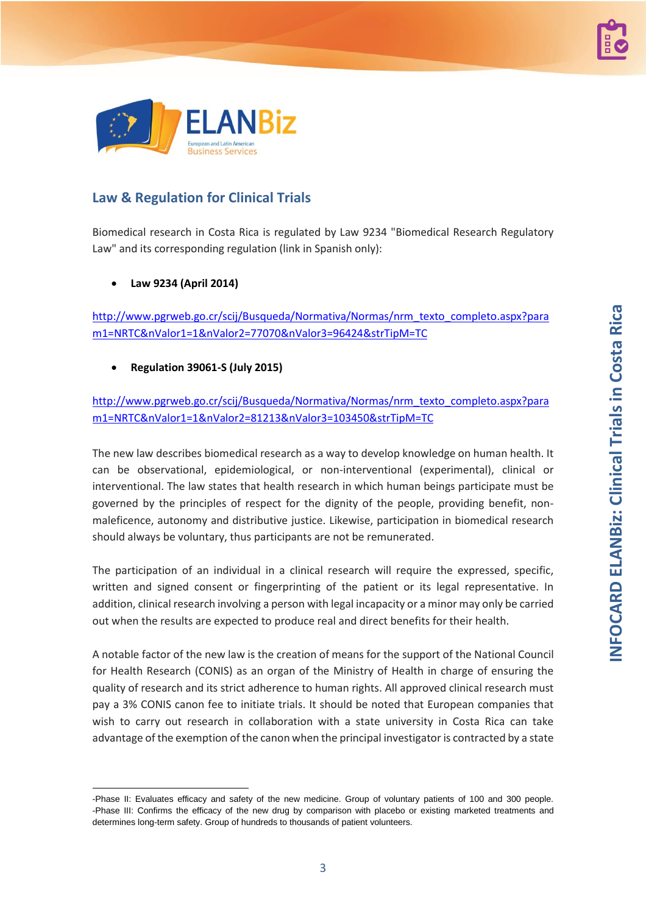## Law & Regulation for Clinical Trials

Biomedical research in Costa Rica is regulated by Law 9234 "Biomedical Research Regulatory Law" and its corresponding regulation (link in Spanish only):

- **Law 9234 (April 2014)**

http://www.pgrweb.go.cr/scij/Busqueda/Normativa/Normas/nrm_texto_completo.aspx?param1=NRTC&nValor1=1&nValor2=77070&nValor3=96424&strTipM=TC

- **Regulation 39061-S (July 2015)**

http://www.pgrweb.go.cr/scij/Busqueda/Normativa/Normas/nrm_texto_completo.aspx?param1=NRTC&nValor1=1&nValor2=81213&nValor3=103450&strTipM=TC

The new law describes biomedical research as a way to develop knowledge on human health. It can be observational, epidemiological, or non-interventional (experimental), clinical or interventional. The law states that health research in which human beings participate must be governed by the principles of respect for the dignity of the people, providing benefit, non-maleficence, autonomy and distributive justice. Likewise, participation in biomedical research should always be voluntary, thus participants are not be remunerated.

The participation of an individual in a clinical research will require the expressed, specific, written and signed consent or fingerprinting of the patient or its legal representative. In addition, clinical research involving a person with legal incapacity or a minor may only be carried out when the results are expected to produce real and direct benefits for their health.

A notable factor of the new law is the creation of means for the support of the National Council for Health Research (CONIS) as an organ of the Ministry of Health in charge of ensuring the quality of research and its strict adherence to human rights. All approved clinical research must pay a 3% CONIS canon fee to initiate trials. It should be noted that European companies that wish to carry out research in collaboration with a state university in Costa Rica can take advantage of the exemption of the canon when the principal investigator is contracted by a state

---

-Phase II: Evaluates efficacy and safety of the new medicine. Group of voluntary patients of 100 and 300 people.
-Phase III: Confirms the efficacy of the new drug by comparison with placebo or existing marketed treatments and determines long-term safety. Group of hundreds to thousands of patient volunteers.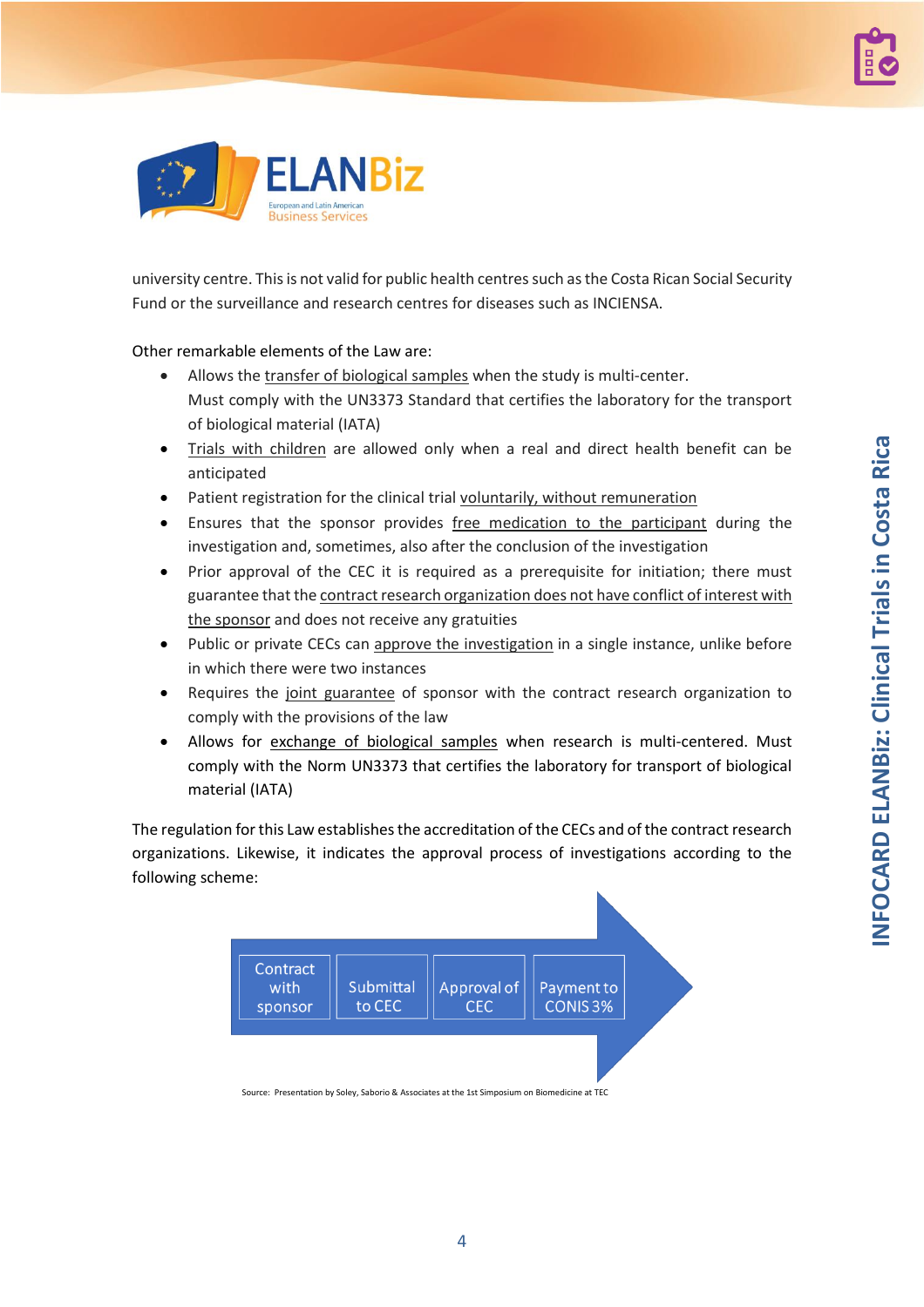university centre. This is not valid for public health centres such as the Costa Rican Social Security Fund or the surveillance and research centres for diseases such as INCIENSA.

Other remarkable elements of the Law are:

- Allows the transfer of biological samples when the study is multi-center.
  Must comply with the UN3373 Standard that certifies the laboratory for the transport of biological material (IATA)
- Trials with children are allowed only when a real and direct health benefit can be anticipated
- Patient registration for the clinical trial voluntarily, without remuneration
- Ensures that the sponsor provides free medication to the participant during the investigation and, sometimes, also after the conclusion of the investigation
- Prior approval of the CEC it is required as a prerequisite for initiation; there must guarantee that the contract research organization does not have conflict of interest with the sponsor and does not receive any gratuities
- Public or private CECs can approve the investigation in a single instance, unlike before in which there were two instances
- Requires the joint guarantee of sponsor with the contract research organization to comply with the provisions of the law
- Allows for exchange of biological samples when research is multi-centered. Must comply with the Norm UN3373 that certifies the laboratory for transport of biological material (IATA)

The regulation for this Law establishes the accreditation of the CECs and of the contract research organizations. Likewise, it indicates the approval process of investigations according to the following scheme:

Contract with sponsor → Submittal to CEC → Approval of CEC → Payment to CONIS 3%

Source: Presentation by Soley, Saborio & Associates at the 1st Simposium on Biomedicine at TEC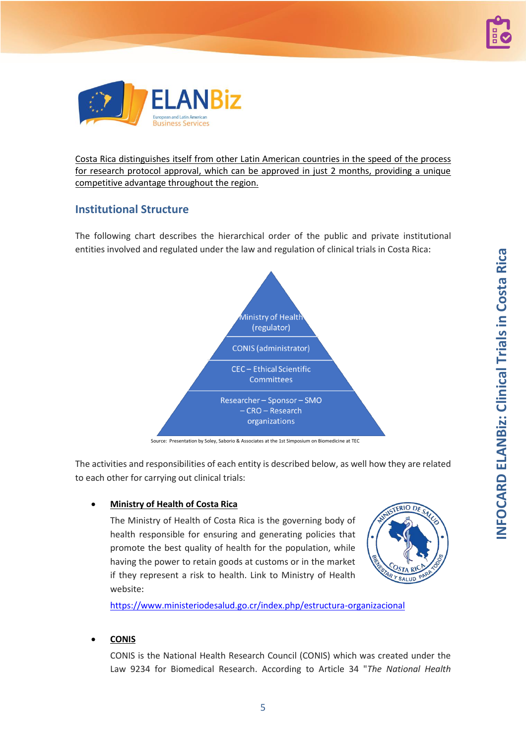Costa Rica distinguishes itself from other Latin American countries in the speed of the process for research protocol approval, which can be approved in just 2 months, providing a unique competitive advantage throughout the region.

## Institutional Structure

The following chart describes the hierarchical order of the public and private institutional entities involved and regulated under the law and regulation of clinical trials in Costa Rica:

- Ministry of Health (regulator)
- CONIS (administrator)
- CEC – Ethical Scientific Committees
- Researcher – Sponsor – SMO – CRO – Research organizations

Source: Presentation by Soley, Saborio & Associates at the 1st Simposium on Biomedicine at TEC

The activities and responsibilities of each entity is described below, as well how they are related to each other for carrying out clinical trials:

- **Ministry of Health of Costa Rica**

  The Ministry of Health of Costa Rica is the governing body of health responsible for ensuring and generating policies that promote the best quality of health for the population, while having the power to retain goods at customs or in the market if they represent a risk to health. Link to Ministry of Health website:

  https://www.ministeriodesalud.go.cr/index.php/estructura-organizacional

- **CONIS**

  CONIS is the National Health Research Council (CONIS) which was created under the Law 9234 for Biomedical Research. According to Article 34 "*The National Health*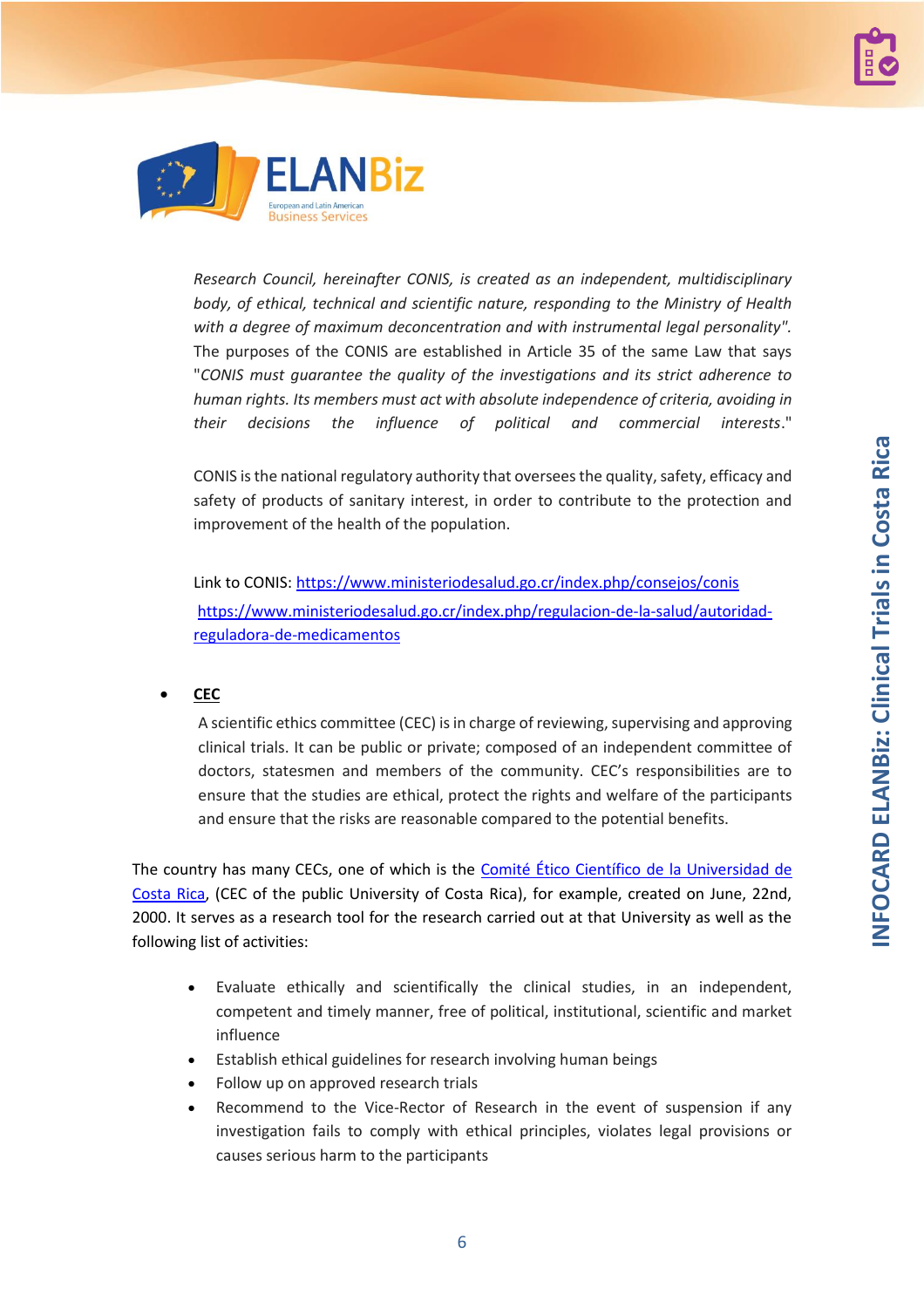*Research Council, hereinafter CONIS, is created as an independent, multidisciplinary body, of ethical, technical and scientific nature, responding to the Ministry of Health with a degree of maximum deconcentration and with instrumental legal personality".* The purposes of the CONIS are established in Article 35 of the same Law that says "*CONIS must guarantee the quality of the investigations and its strict adherence to human rights. Its members must act with absolute independence of criteria, avoiding in their decisions the influence of political and commercial interests*."

CONIS is the national regulatory authority that oversees the quality, safety, efficacy and safety of products of sanitary interest, in order to contribute to the protection and improvement of the health of the population.

Link to CONIS: [https://www.ministeriodesalud.go.cr/index.php/consejos/conis](https://www.ministeriodesalud.go.cr/index.php/consejos/conis)
[https://www.ministeriodesalud.go.cr/index.php/regulacion-de-la-salud/autoridad-reguladora-de-medicamentos](https://www.ministeriodesalud.go.cr/index.php/regulacion-de-la-salud/autoridad-reguladora-de-medicamentos)

- **CEC**

  A scientific ethics committee (CEC) is in charge of reviewing, supervising and approving clinical trials. It can be public or private; composed of an independent committee of doctors, statesmen and members of the community. CEC's responsibilities are to ensure that the studies are ethical, protect the rights and welfare of the participants and ensure that the risks are reasonable compared to the potential benefits.

The country has many CECs, one of which is the Comité Ético Científico de la Universidad de Costa Rica, (CEC of the public University of Costa Rica), for example, created on June, 22nd, 2000. It serves as a research tool for the research carried out at that University as well as the following list of activities:

- Evaluate ethically and scientifically the clinical studies, in an independent, competent and timely manner, free of political, institutional, scientific and market influence
- Establish ethical guidelines for research involving human beings
- Follow up on approved research trials
- Recommend to the Vice-Rector of Research in the event of suspension if any investigation fails to comply with ethical principles, violates legal provisions or causes serious harm to the participants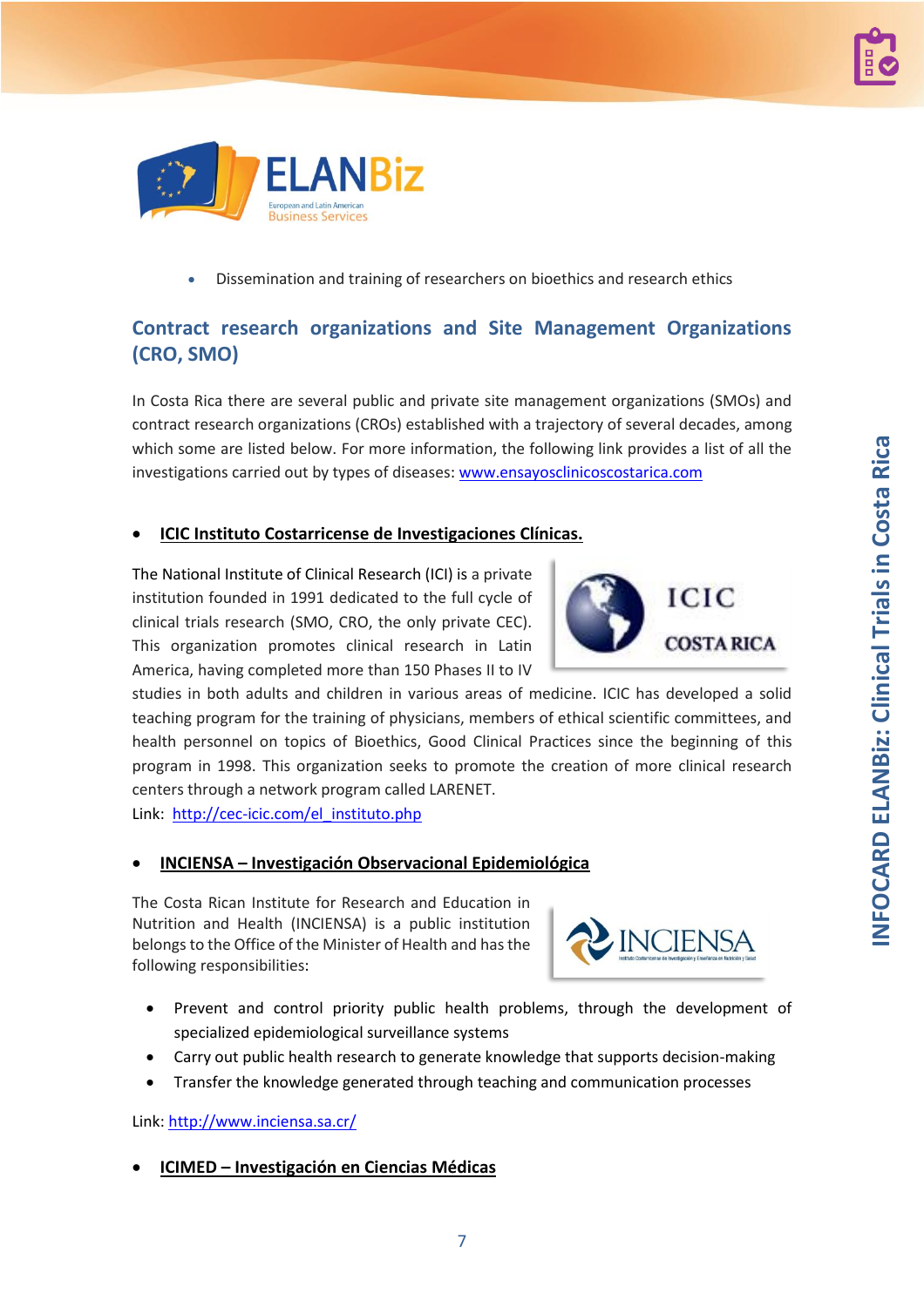- Dissemination and training of researchers on bioethics and research ethics

## Contract research organizations and Site Management Organizations (CRO, SMO)

In Costa Rica there are several public and private site management organizations (SMOs) and contract research organizations (CROs) established with a trajectory of several decades, among which some are listed below. For more information, the following link provides a list of all the investigations carried out by types of diseases: www.ensayosclinicoscostarica.com

- **ICIC Instituto Costarricense de Investigaciones Clínicas.**

The National Institute of Clinical Research (ICI) is a private institution founded in 1991 dedicated to the full cycle of clinical trials research (SMO, CRO, the only private CEC). This organization promotes clinical research in Latin America, having completed more than 150 Phases II to IV studies in both adults and children in various areas of medicine. ICIC has developed a solid teaching program for the training of physicians, members of ethical scientific committees, and health personnel on topics of Bioethics, Good Clinical Practices since the beginning of this program in 1998. This organization seeks to promote the creation of more clinical research centers through a network program called LARENET.

Link: http://cec-icic.com/el_instituto.php

- **INCIENSA – Investigación Observacional Epidemiológica**

The Costa Rican Institute for Research and Education in Nutrition and Health (INCIENSA) is a public institution belongs to the Office of the Minister of Health and has the following responsibilities:

- Prevent and control priority public health problems, through the development of specialized epidemiological surveillance systems
- Carry out public health research to generate knowledge that supports decision-making
- Transfer the knowledge generated through teaching and communication processes

Link: http://www.inciensa.sa.cr/

- **ICIMED – Investigación en Ciencias Médicas**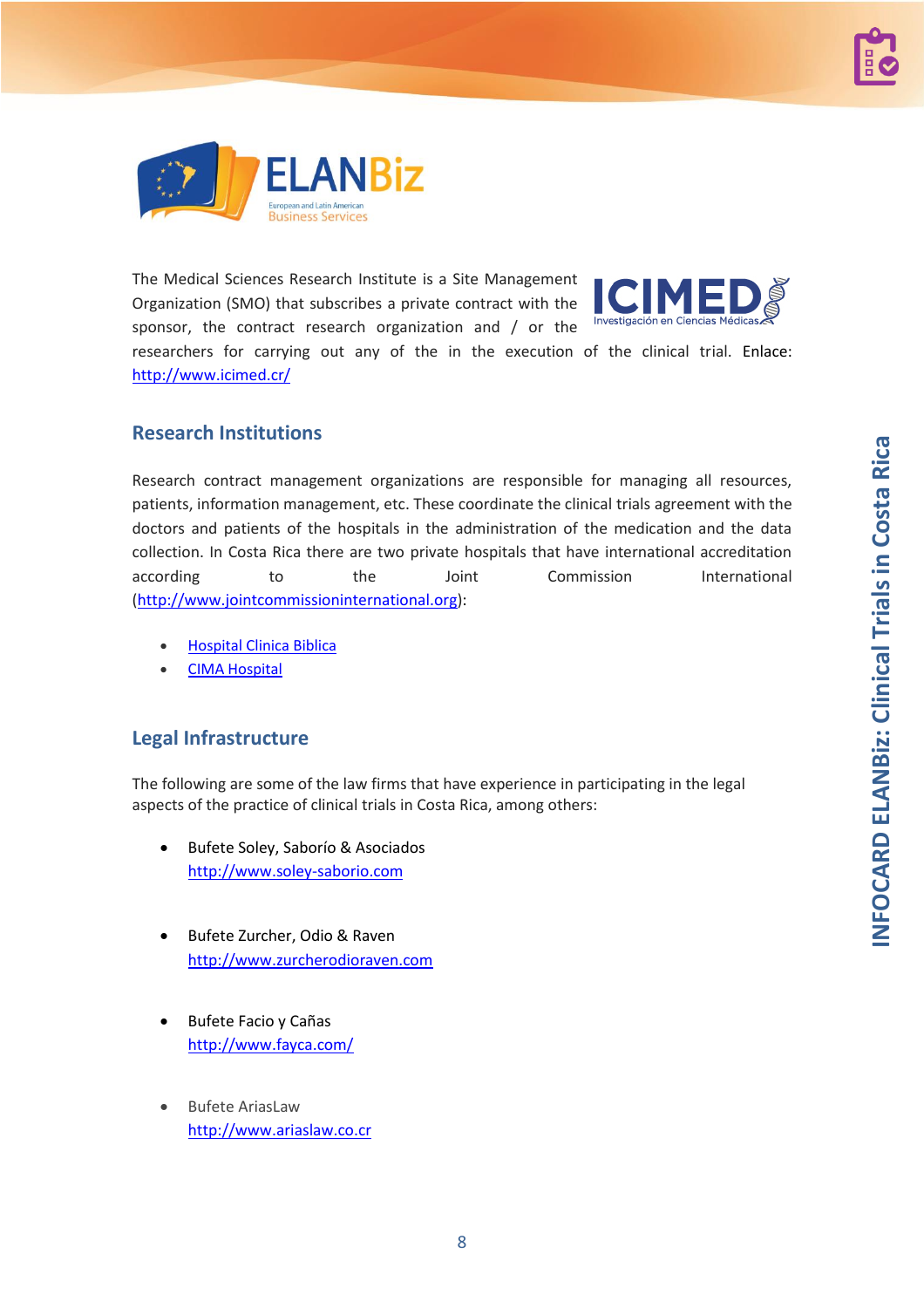The Medical Sciences Research Institute is a Site Management Organization (SMO) that subscribes a private contract with the sponsor, the contract research organization and / or the researchers for carrying out any of the in the execution of the clinical trial. Enlace: http://www.icimed.cr/

## Research Institutions

Research contract management organizations are responsible for managing all resources, patients, information management, etc. These coordinate the clinical trials agreement with the doctors and patients of the hospitals in the administration of the medication and the data collection. In Costa Rica there are two private hospitals that have international accreditation according to the Joint Commission International (http://www.jointcommissioninternational.org):

- Hospital Clinica Biblica
- CIMA Hospital

## Legal Infrastructure

The following are some of the law firms that have experience in participating in the legal aspects of the practice of clinical trials in Costa Rica, among others:

- Bufete Soley, Saborío & Asociados
  http://www.soley-saborio.com

- Bufete Zurcher, Odio & Raven
  http://www.zurcherodioraven.com

- Bufete Facio y Cañas
  http://www.fayca.com/

- Bufete AriasLaw
  http://www.ariaslaw.co.cr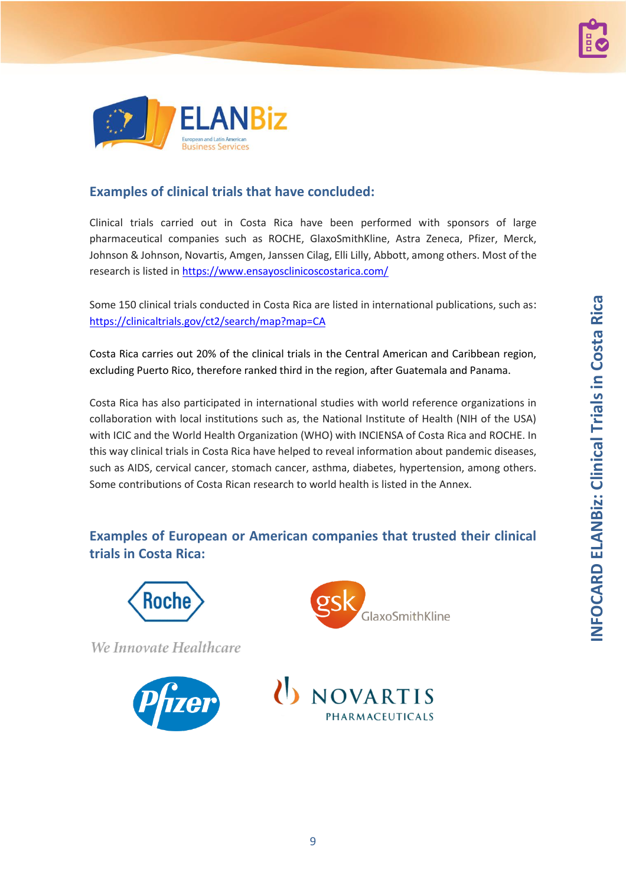## Examples of clinical trials that have concluded:

Clinical trials carried out in Costa Rica have been performed with sponsors of large pharmaceutical companies such as ROCHE, GlaxoSmithKline, Astra Zeneca, Pfizer, Merck, Johnson & Johnson, Novartis, Amgen, Janssen Cilag, Elli Lilly, Abbott, among others. Most of the research is listed in https://www.ensayosclinicoscostarica.com/

Some 150 clinical trials conducted in Costa Rica are listed in international publications, such as: https://clinicaltrials.gov/ct2/search/map?map=CA

Costa Rica carries out 20% of the clinical trials in the Central American and Caribbean region, excluding Puerto Rico, therefore ranked third in the region, after Guatemala and Panama.

Costa Rica has also participated in international studies with world reference organizations in collaboration with local institutions such as, the National Institute of Health (NIH of the USA) with ICIC and the World Health Organization (WHO) with INCIENSA of Costa Rica and ROCHE. In this way clinical trials in Costa Rica have helped to reveal information about pandemic diseases, such as AIDS, cervical cancer, stomach cancer, asthma, diabetes, hypertension, among others. Some contributions of Costa Rican research to world health is listed in the Annex.

## Examples of European or American companies that trusted their clinical trials in Costa Rica:

Roche

*We Innovate Healthcare*

gsk GlaxoSmithKline

Pfizer

NOVARTIS PHARMACEUTICALS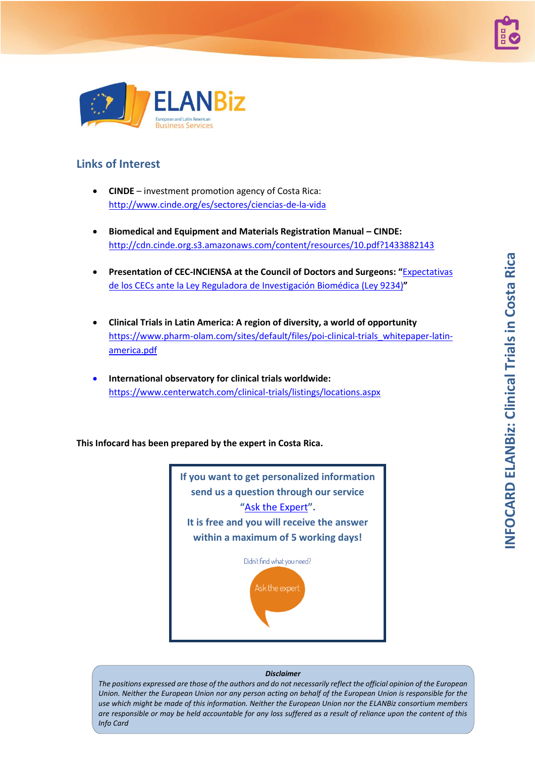## Links of Interest

- **CINDE** – investment promotion agency of Costa Rica: http://www.cinde.org/es/sectores/ciencias-de-la-vida
- **Biomedical and Equipment and Materials Registration Manual – CINDE:** http://cdn.cinde.org.s3.amazonaws.com/content/resources/10.pdf?1433882143
- **Presentation of CEC-INCIENSA at the Council of Doctors and Surgeons: "**Expectativas de los CECs ante la Ley Reguladora de Investigación Biomédica (Ley 9234)**"**
- **Clinical Trials in Latin America: A region of diversity, a world of opportunity** https://www.pharm-olam.com/sites/default/files/poi-clinical-trials_whitepaper-latin-america.pdf
- **International observatory for clinical trials worldwide:** https://www.centerwatch.com/clinical-trials/listings/locations.aspx

**This Infocard has been prepared by the expert in Costa Rica.**

**If you want to get personalized information send us a question through our service "Ask the Expert". It is free and you will receive the answer within a maximum of 5 working days!**

Didn't find what you need?

Ask the expert

***Disclaimer***

*The positions expressed are those of the authors and do not necessarily reflect the official opinion of the European Union. Neither the European Union nor any person acting on behalf of the European Union is responsible for the use which might be made of this information. Neither the European Union nor the ELANBiz consortium members are responsible or may be held accountable for any loss suffered as a result of reliance upon the content of this Info Card*